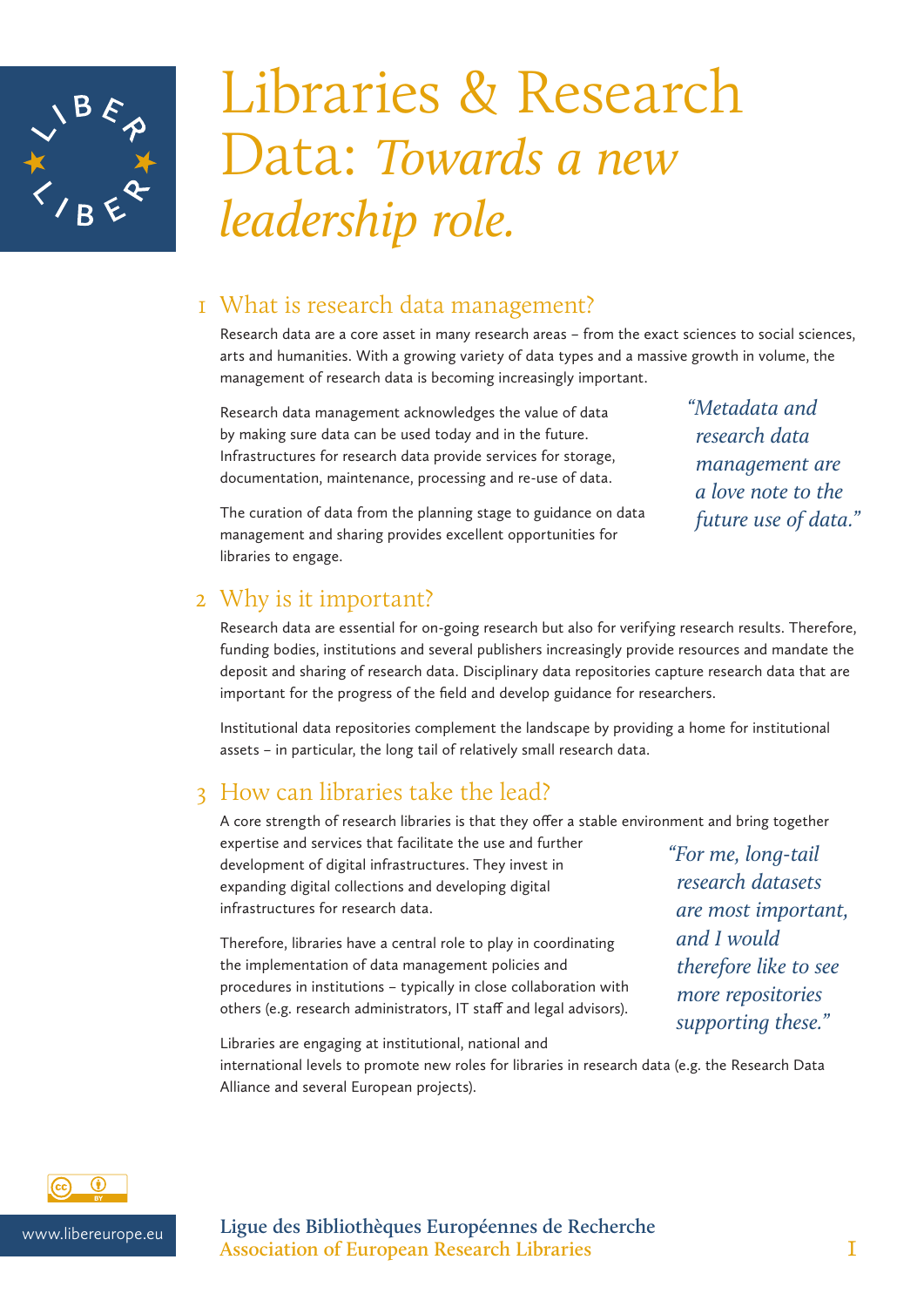# Libraries & Research Data: *Towards a new leadership role.*

## 1 What is research data management?

Research data are a core asset in many research areas – from the exact sciences to social sciences, arts and humanities. With a growing variety of data types and a massive growth in volume, the management of research data is becoming increasingly important.

Research data management acknowledges the value of data by making sure data can be used today and in the future. Infrastructures for research data provide services for storage, documentation, maintenance, processing and re-use of data.

The curation of data from the planning stage to guidance on data management and sharing provides excellent opportunities for libraries to engage.

> *"Metadata and research data management are a love note to the future use of data."*

## 2 Why is it important?

Research data are essential for on-going research but also for verifying research results. Therefore, funding bodies, institutions and several publishers increasingly provide resources and mandate the deposit and sharing of research data. Disciplinary data repositories capture research data that are important for the progress of the field and develop guidance for researchers.

Institutional data repositories complement the landscape by providing a home for institutional assets – in particular, the long tail of relatively small research data.

## 3 How can libraries take the lead?

A core strength of research libraries is that they offer a stable environment and bring together expertise and services that facilitate the use and further development of digital infrastructures. They invest in expanding digital collections and developing digital infrastructures for research data.

Therefore, libraries have a central role to play in coordinating the implementation of data management policies and procedures in institutions – typically in close collaboration with others (e.g. research administrators, IT staff and legal advisors).

> *"For me, long-tail research datasets are most important, and I would therefore like to see more repositories supporting these."*

Libraries are engaging at institutional, national and international levels to promote new roles for libraries in research data (e.g. the Research Data Alliance and several European projects).

www.libereurope.eu

**Ligue des Bibliothèques Européennes de Recherche**
**Association of European Research Libraries**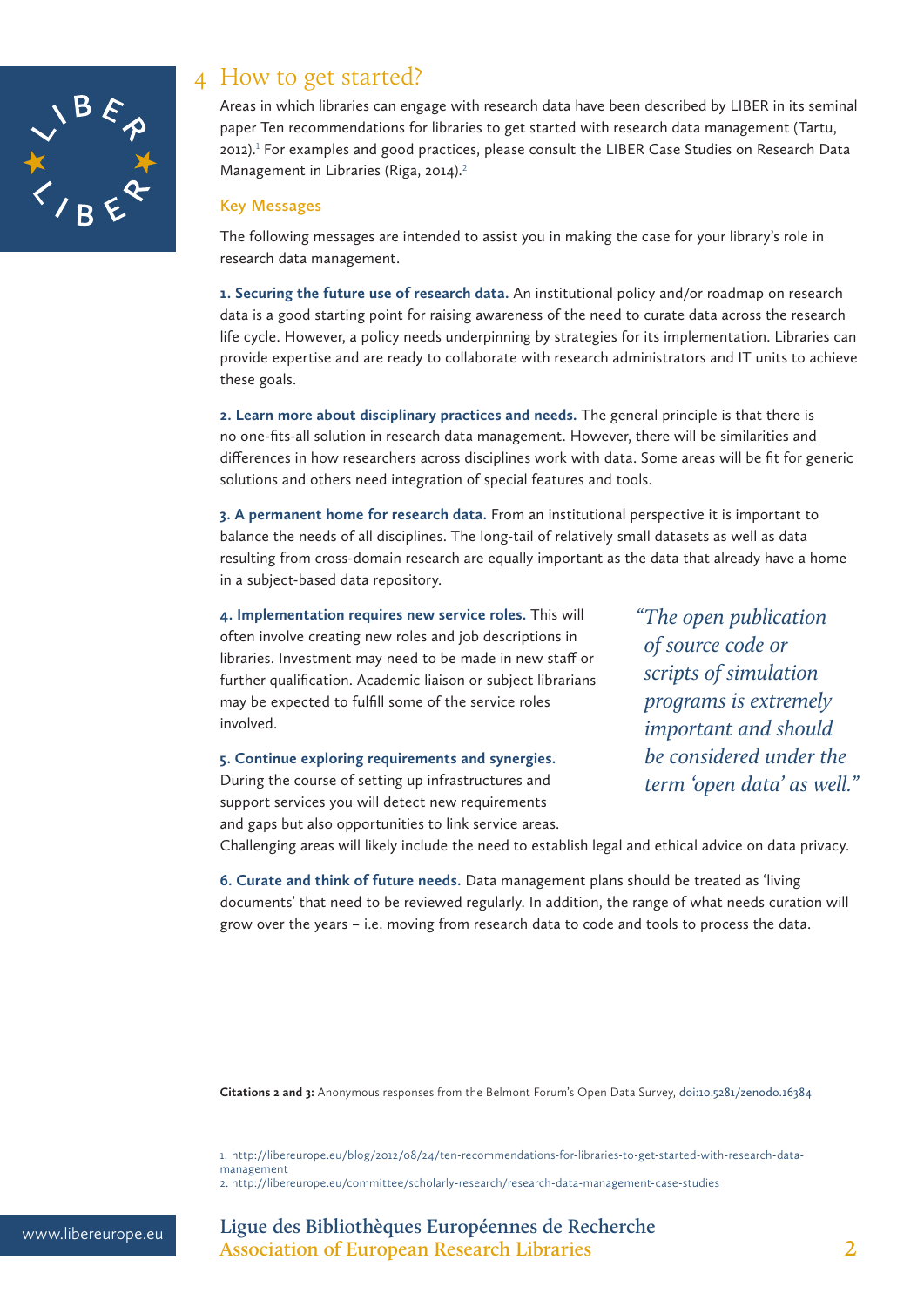## 4 How to get started?

Areas in which libraries can engage with research data have been described by LIBER in its seminal paper Ten recommendations for libraries to get started with research data management (Tartu, 2012).[1] For examples and good practices, please consult the LIBER Case Studies on Research Data Management in Libraries (Riga, 2014).[2]

### Key Messages

The following messages are intended to assist you in making the case for your library's role in research data management.

**1. Securing the future use of research data.** An institutional policy and/or roadmap on research data is a good starting point for raising awareness of the need to curate data across the research life cycle. However, a policy needs underpinning by strategies for its implementation. Libraries can provide expertise and are ready to collaborate with research administrators and IT units to achieve these goals.

**2. Learn more about disciplinary practices and needs.** The general principle is that there is no one-fits-all solution in research data management. However, there will be similarities and differences in how researchers across disciplines work with data. Some areas will be fit for generic solutions and others need integration of special features and tools.

**3. A permanent home for research data.** From an institutional perspective it is important to balance the needs of all disciplines. The long-tail of relatively small datasets as well as data resulting from cross-domain research are equally important as the data that already have a home in a subject-based data repository.

**4. Implementation requires new service roles.** This will often involve creating new roles and job descriptions in libraries. Investment may need to be made in new staff or further qualification. Academic liaison or subject librarians may be expected to fulfill some of the service roles involved.

**5. Continue exploring requirements and synergies.** During the course of setting up infrastructures and support services you will detect new requirements and gaps but also opportunities to link service areas. Challenging areas will likely include the need to establish legal and ethical advice on data privacy.

**6. Curate and think of future needs.** Data management plans should be treated as 'living documents' that need to be reviewed regularly. In addition, the range of what needs curation will grow over the years – i.e. moving from research data to code and tools to process the data.

*"The open publication of source code or scripts of simulation programs is extremely important and should be considered under the term 'open data' as well."*

**Citations 2 and 3:** Anonymous responses from the Belmont Forum's Open Data Survey, doi:10.5281/zenodo.16384

1. http://libereurope.eu/blog/2012/08/24/ten-recommendations-for-libraries-to-get-started-with-research-data-management
2. http://libereurope.eu/committee/scholarly-research/research-data-management-case-studies